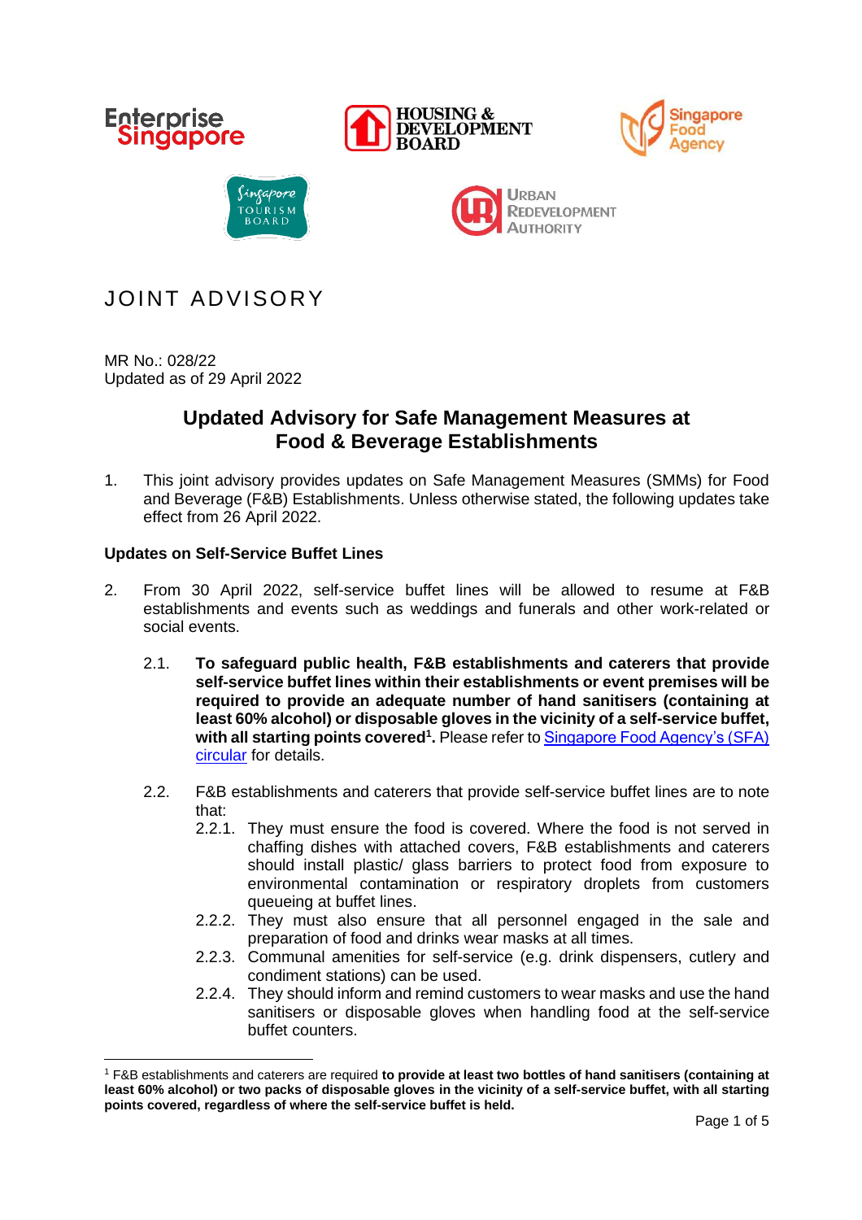# JOINT ADVISORY

MR No.: 028/22
Updated as of 29 April 2022

## Updated Advisory for Safe Management Measures at Food & Beverage Establishments

1. This joint advisory provides updates on Safe Management Measures (SMMs) for Food and Beverage (F&B) Establishments. Unless otherwise stated, the following updates take effect from 26 April 2022.

### Updates on Self-Service Buffet Lines

2. From 30 April 2022, self-service buffet lines will be allowed to resume at F&B establishments and events such as weddings and funerals and other work-related or social events.

   2.1. **To safeguard public health, F&B establishments and caterers that provide self-service buffet lines within their establishments or event premises will be required to provide an adequate number of hand sanitisers (containing at least 60% alcohol) or disposable gloves in the vicinity of a self-service buffet, with all starting points covered[1].** Please refer to Singapore Food Agency's (SFA) circular for details.

   2.2. F&B establishments and caterers that provide self-service buffet lines are to note that:

      2.2.1. They must ensure the food is covered. Where the food is not served in chaffing dishes with attached covers, F&B establishments and caterers should install plastic/ glass barriers to protect food from exposure to environmental contamination or respiratory droplets from customers queueing at buffet lines.

      2.2.2. They must also ensure that all personnel engaged in the sale and preparation of food and drinks wear masks at all times.

      2.2.3. Communal amenities for self-service (e.g. drink dispensers, cutlery and condiment stations) can be used.

      2.2.4. They should inform and remind customers to wear masks and use the hand sanitisers or disposable gloves when handling food at the self-service buffet counters.

---

[1] F&B establishments and caterers are required **to provide at least two bottles of hand sanitisers (containing at least 60% alcohol) or two packs of disposable gloves in the vicinity of a self-service buffet, with all starting points covered, regardless of where the self-service buffet is held.**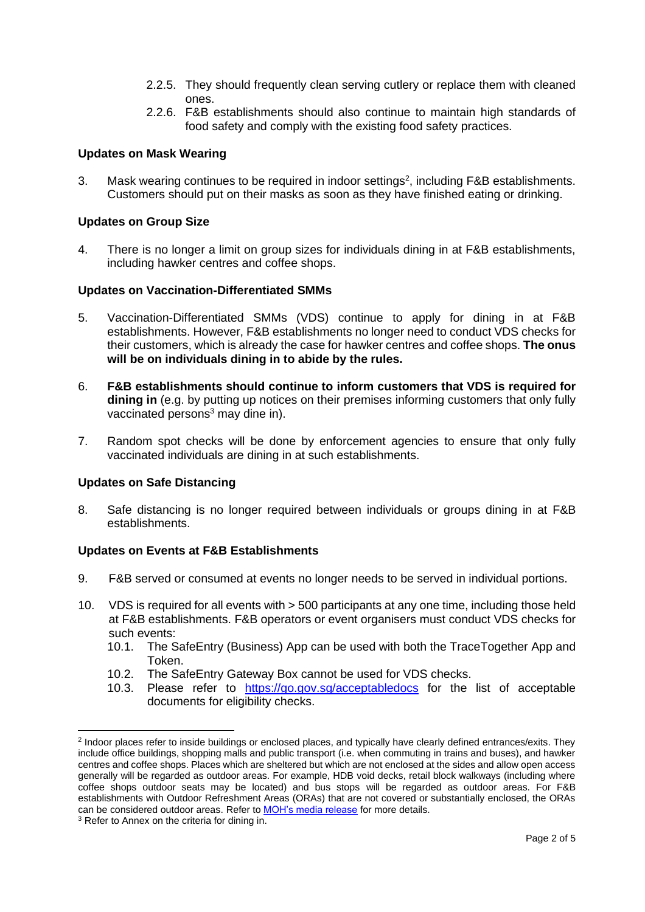2.2.5. They should frequently clean serving cutlery or replace them with cleaned ones.

2.2.6. F&B establishments should also continue to maintain high standards of food safety and comply with the existing food safety practices.

**Updates on Mask Wearing**

3. Mask wearing continues to be required in indoor settings[2], including F&B establishments. Customers should put on their masks as soon as they have finished eating or drinking.

**Updates on Group Size**

4. There is no longer a limit on group sizes for individuals dining in at F&B establishments, including hawker centres and coffee shops.

**Updates on Vaccination-Differentiated SMMs**

5. Vaccination-Differentiated SMMs (VDS) continue to apply for dining in at F&B establishments. However, F&B establishments no longer need to conduct VDS checks for their customers, which is already the case for hawker centres and coffee shops. **The onus will be on individuals dining in to abide by the rules.**

6. **F&B establishments should continue to inform customers that VDS is required for dining in** (e.g. by putting up notices on their premises informing customers that only fully vaccinated persons[3] may dine in).

7. Random spot checks will be done by enforcement agencies to ensure that only fully vaccinated individuals are dining in at such establishments.

**Updates on Safe Distancing**

8. Safe distancing is no longer required between individuals or groups dining in at F&B establishments.

**Updates on Events at F&B Establishments**

9. F&B served or consumed at events no longer needs to be served in individual portions.

10. VDS is required for all events with > 500 participants at any one time, including those held at F&B establishments. F&B operators or event organisers must conduct VDS checks for such events:

    10.1. The SafeEntry (Business) App can be used with both the TraceTogether App and Token.

    10.2. The SafeEntry Gateway Box cannot be used for VDS checks.

    10.3. Please refer to [https://go.gov.sg/acceptabledocs](https://go.gov.sg/acceptabledocs) for the list of acceptable documents for eligibility checks.

---

[2] Indoor places refer to inside buildings or enclosed places, and typically have clearly defined entrances/exits. They include office buildings, shopping malls and public transport (i.e. when commuting in trains and buses), and hawker centres and coffee shops. Places which are sheltered but which are not enclosed at the sides and allow open access generally will be regarded as outdoor areas. For example, HDB void decks, retail block walkways (including where coffee shops outdoor seats may be located) and bus stops will be regarded as outdoor areas. For F&B establishments with Outdoor Refreshment Areas (ORAs) that are not covered or substantially enclosed, the ORAs can be considered outdoor areas. Refer to MOH's media release for more details.

[3] Refer to Annex on the criteria for dining in.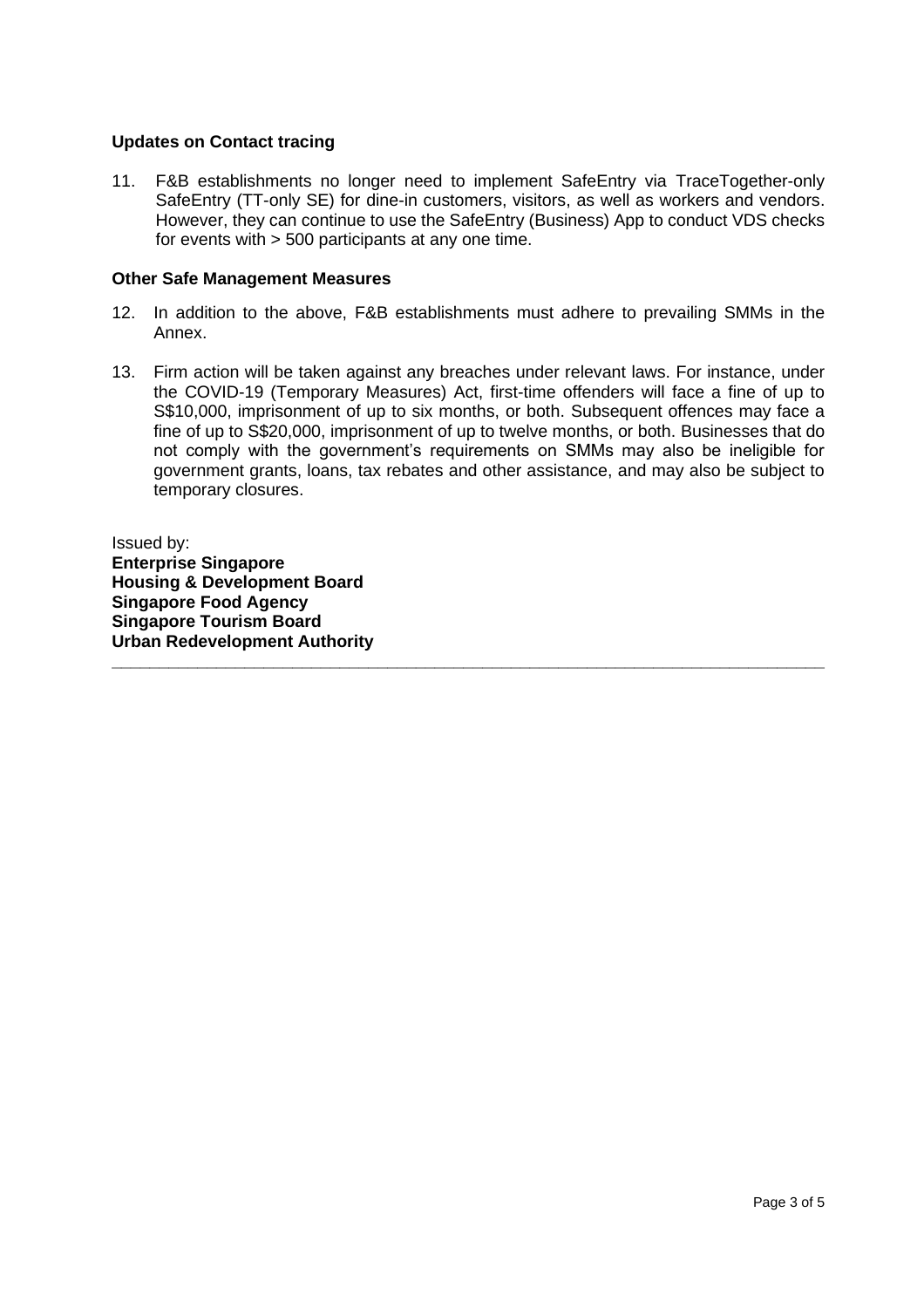**Updates on Contact tracing**

11. F&B establishments no longer need to implement SafeEntry via TraceTogether-only SafeEntry (TT-only SE) for dine-in customers, visitors, as well as workers and vendors. However, they can continue to use the SafeEntry (Business) App to conduct VDS checks for events with > 500 participants at any one time.

**Other Safe Management Measures**

12. In addition to the above, F&B establishments must adhere to prevailing SMMs in the Annex.

13. Firm action will be taken against any breaches under relevant laws. For instance, under the COVID-19 (Temporary Measures) Act, first-time offenders will face a fine of up to S$10,000, imprisonment of up to six months, or both. Subsequent offences may face a fine of up to S$20,000, imprisonment of up to twelve months, or both. Businesses that do not comply with the government's requirements on SMMs may also be ineligible for government grants, loans, tax rebates and other assistance, and may also be subject to temporary closures.

Issued by:
**Enterprise Singapore**
**Housing & Development Board**
**Singapore Food Agency**
**Singapore Tourism Board**
**Urban Redevelopment Authority**

---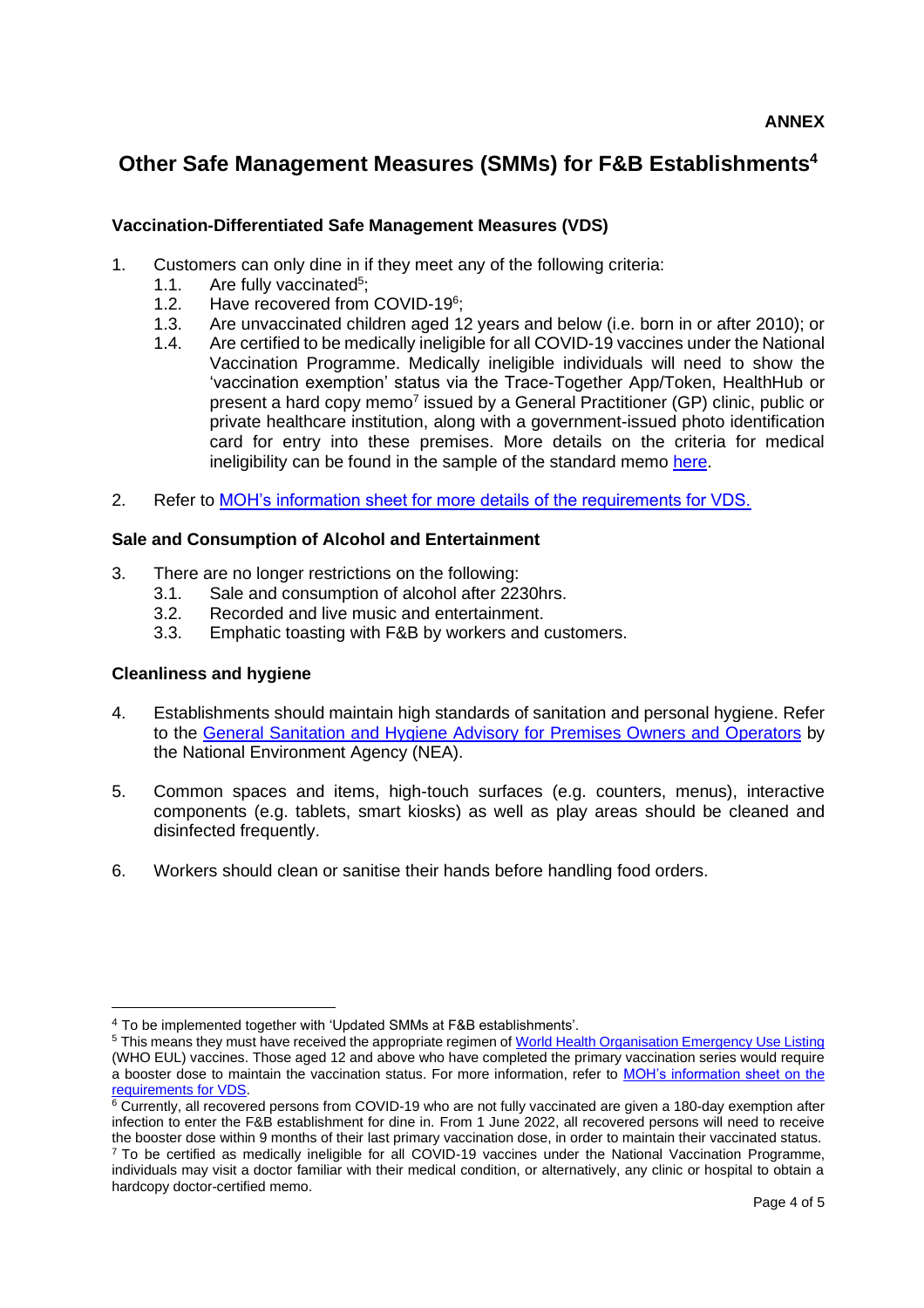**ANNEX**

# Other Safe Management Measures (SMMs) for F&B Establishments[4]

### Vaccination-Differentiated Safe Management Measures (VDS)

1. Customers can only dine in if they meet any of the following criteria:
   1.1. Are fully vaccinated[5];
   1.2. Have recovered from COVID-19[6];
   1.3. Are unvaccinated children aged 12 years and below (i.e. born in or after 2010); or
   1.4. Are certified to be medically ineligible for all COVID-19 vaccines under the National Vaccination Programme. Medically ineligible individuals will need to show the 'vaccination exemption' status via the Trace-Together App/Token, HealthHub or present a hard copy memo[7] issued by a General Practitioner (GP) clinic, public or private healthcare institution, along with a government-issued photo identification card for entry into these premises. More details on the criteria for medical ineligibility can be found in the sample of the standard memo here.

2. Refer to MOH's information sheet for more details of the requirements for VDS.

### Sale and Consumption of Alcohol and Entertainment

3. There are no longer restrictions on the following:
   3.1. Sale and consumption of alcohol after 2230hrs.
   3.2. Recorded and live music and entertainment.
   3.3. Emphatic toasting with F&B by workers and customers.

### Cleanliness and hygiene

4. Establishments should maintain high standards of sanitation and personal hygiene. Refer to the General Sanitation and Hygiene Advisory for Premises Owners and Operators by the National Environment Agency (NEA).

5. Common spaces and items, high-touch surfaces (e.g. counters, menus), interactive components (e.g. tablets, smart kiosks) as well as play areas should be cleaned and disinfected frequently.

6. Workers should clean or sanitise their hands before handling food orders.

---

[4] To be implemented together with 'Updated SMMs at F&B establishments'.

[5] This means they must have received the appropriate regimen of World Health Organisation Emergency Use Listing (WHO EUL) vaccines. Those aged 12 and above who have completed the primary vaccination series would require a booster dose to maintain the vaccination status. For more information, refer to MOH's information sheet on the requirements for VDS.

[6] Currently, all recovered persons from COVID-19 who are not fully vaccinated are given a 180-day exemption after infection to enter the F&B establishment for dine in. From 1 June 2022, all recovered persons will need to receive the booster dose within 9 months of their last primary vaccination dose, in order to maintain their vaccinated status.

[7] To be certified as medically ineligible for all COVID-19 vaccines under the National Vaccination Programme, individuals may visit a doctor familiar with their medical condition, or alternatively, any clinic or hospital to obtain a hardcopy doctor-certified memo.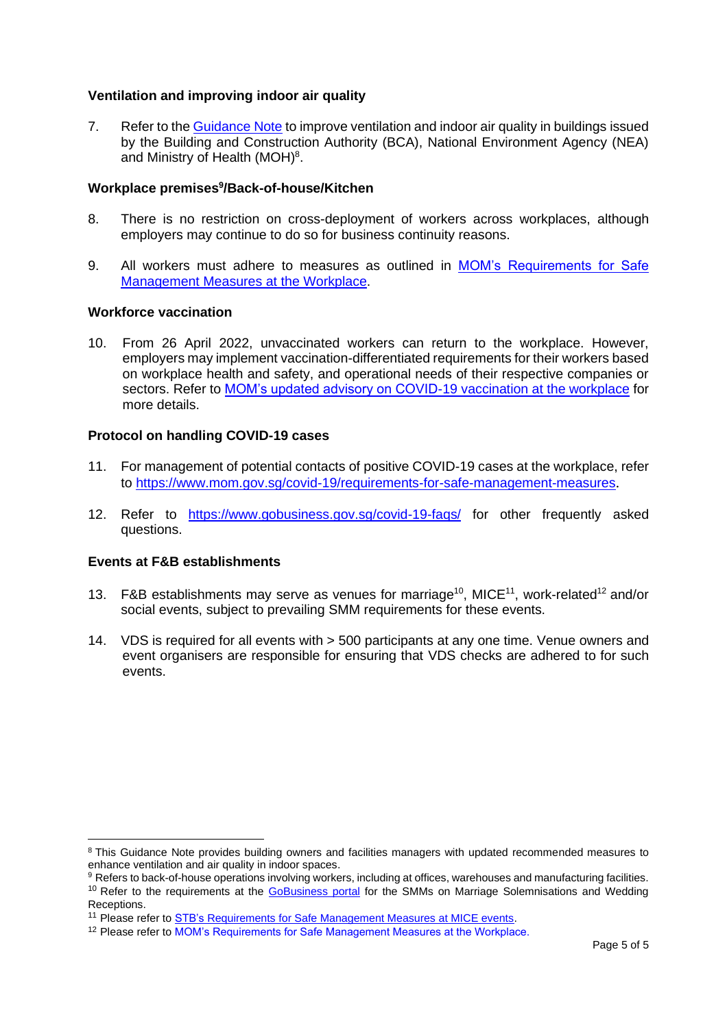**Ventilation and improving indoor air quality**

7. Refer to the Guidance Note to improve ventilation and indoor air quality in buildings issued by the Building and Construction Authority (BCA), National Environment Agency (NEA) and Ministry of Health (MOH)[8].

**Workplace premises[9]/Back-of-house/Kitchen**

8. There is no restriction on cross-deployment of workers across workplaces, although employers may continue to do so for business continuity reasons.

9. All workers must adhere to measures as outlined in MOM's Requirements for Safe Management Measures at the Workplace.

**Workforce vaccination**

10. From 26 April 2022, unvaccinated workers can return to the workplace. However, employers may implement vaccination-differentiated requirements for their workers based on workplace health and safety, and operational needs of their respective companies or sectors. Refer to MOM's updated advisory on COVID-19 vaccination at the workplace for more details.

**Protocol on handling COVID-19 cases**

11. For management of potential contacts of positive COVID-19 cases at the workplace, refer to https://www.mom.gov.sg/covid-19/requirements-for-safe-management-measures.

12. Refer to https://www.gobusiness.gov.sg/covid-19-faqs/ for other frequently asked questions.

**Events at F&B establishments**

13. F&B establishments may serve as venues for marriage[10], MICE[11], work-related[12] and/or social events, subject to prevailing SMM requirements for these events.

14. VDS is required for all events with > 500 participants at any one time. Venue owners and event organisers are responsible for ensuring that VDS checks are adhered to for such events.

---

[8] This Guidance Note provides building owners and facilities managers with updated recommended measures to enhance ventilation and air quality in indoor spaces.

[9] Refers to back-of-house operations involving workers, including at offices, warehouses and manufacturing facilities.

[10] Refer to the requirements at the GoBusiness portal for the SMMs on Marriage Solemnisations and Wedding Receptions.

[11] Please refer to STB's Requirements for Safe Management Measures at MICE events.

[12] Please refer to MOM's Requirements for Safe Management Measures at the Workplace.